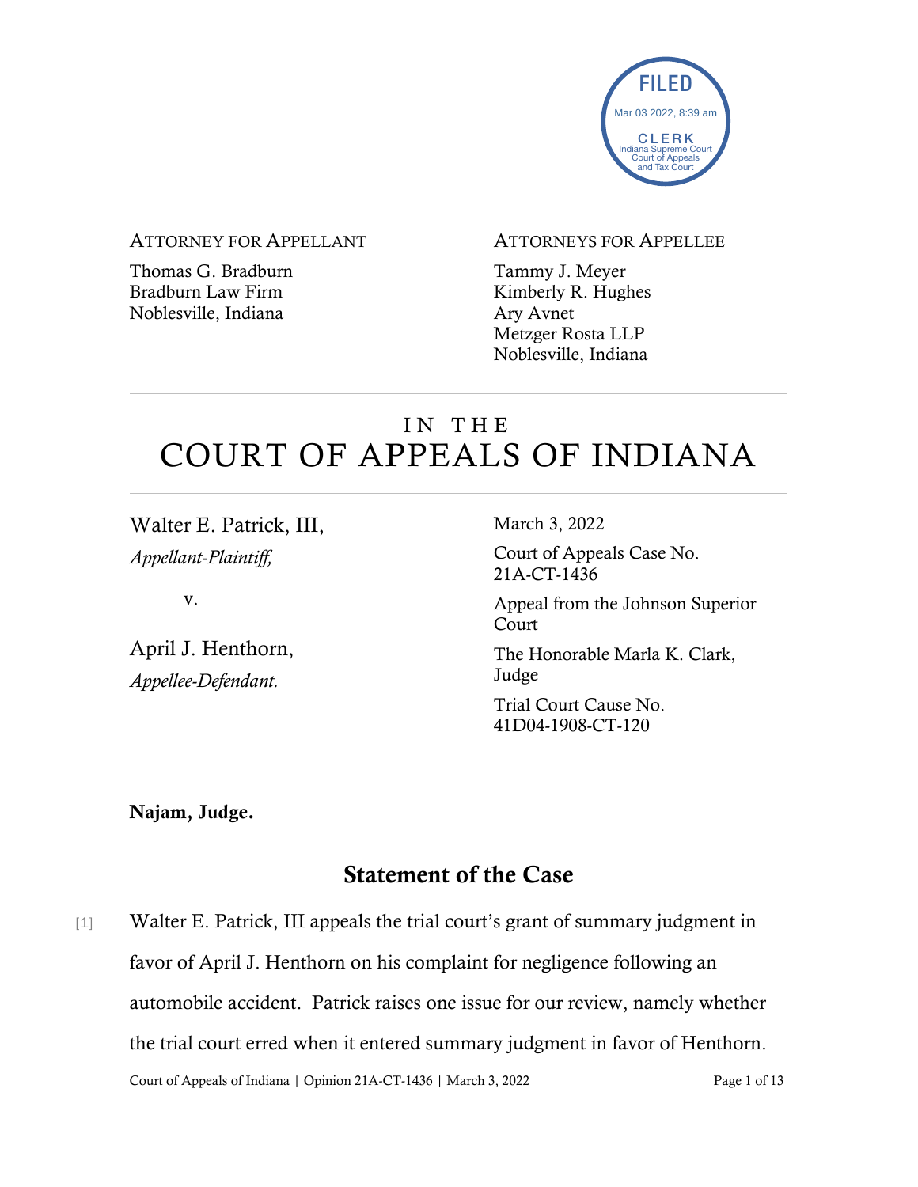FILED
Mar 03 2022, 8:39 am
CLERK
Indiana Supreme Court
Court of Appeals
and Tax Court

ATTORNEY FOR APPELLANT

Thomas G. Bradburn
Bradburn Law Firm
Noblesville, Indiana

ATTORNEYS FOR APPELLEE

Tammy J. Meyer
Kimberly R. Hughes
Ary Avnet
Metzger Rosta LLP
Noblesville, Indiana

# IN THE COURT OF APPEALS OF INDIANA

Walter E. Patrick, III,
*Appellant-Plaintiff,*

v.

April J. Henthorn,
*Appellee-Defendant.*

March 3, 2022

Court of Appeals Case No. 21A-CT-1436

Appeal from the Johnson Superior Court

The Honorable Marla K. Clark, Judge

Trial Court Cause No. 41D04-1908-CT-120

**Najam, Judge.**

## Statement of the Case

[1] Walter E. Patrick, III appeals the trial court's grant of summary judgment in favor of April J. Henthorn on his complaint for negligence following an automobile accident. Patrick raises one issue for our review, namely whether the trial court erred when it entered summary judgment in favor of Henthorn.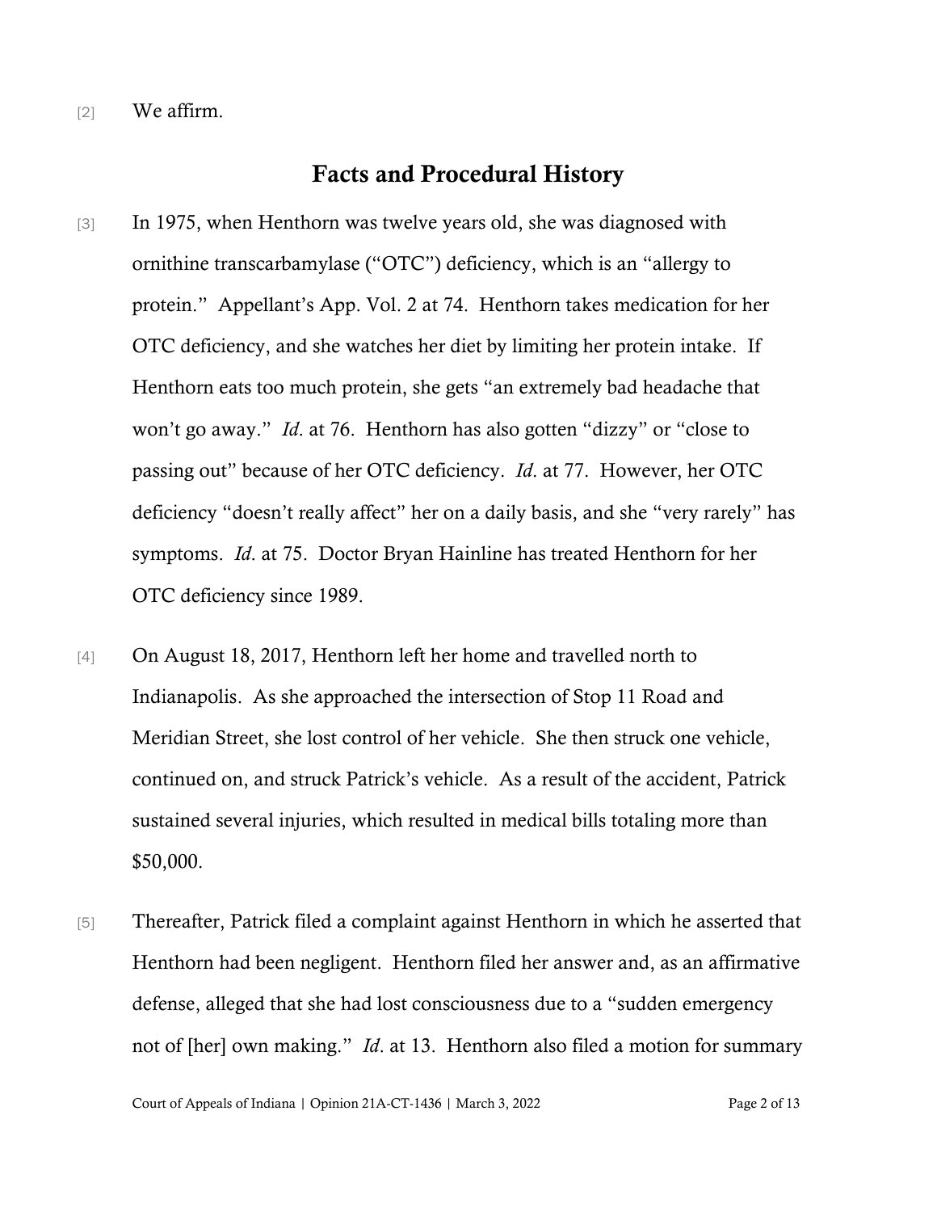[2] We affirm.

## Facts and Procedural History

[3] In 1975, when Henthorn was twelve years old, she was diagnosed with ornithine transcarbamylase ("OTC") deficiency, which is an "allergy to protein." Appellant's App. Vol. 2 at 74. Henthorn takes medication for her OTC deficiency, and she watches her diet by limiting her protein intake. If Henthorn eats too much protein, she gets "an extremely bad headache that won't go away." *Id*. at 76. Henthorn has also gotten "dizzy" or "close to passing out" because of her OTC deficiency. *Id*. at 77. However, her OTC deficiency "doesn't really affect" her on a daily basis, and she "very rarely" has symptoms. *Id*. at 75. Doctor Bryan Hainline has treated Henthorn for her OTC deficiency since 1989.

[4] On August 18, 2017, Henthorn left her home and travelled north to Indianapolis. As she approached the intersection of Stop 11 Road and Meridian Street, she lost control of her vehicle. She then struck one vehicle, continued on, and struck Patrick's vehicle. As a result of the accident, Patrick sustained several injuries, which resulted in medical bills totaling more than $50,000.

[5] Thereafter, Patrick filed a complaint against Henthorn in which he asserted that Henthorn had been negligent. Henthorn filed her answer and, as an affirmative defense, alleged that she had lost consciousness due to a "sudden emergency not of [her] own making." *Id*. at 13. Henthorn also filed a motion for summary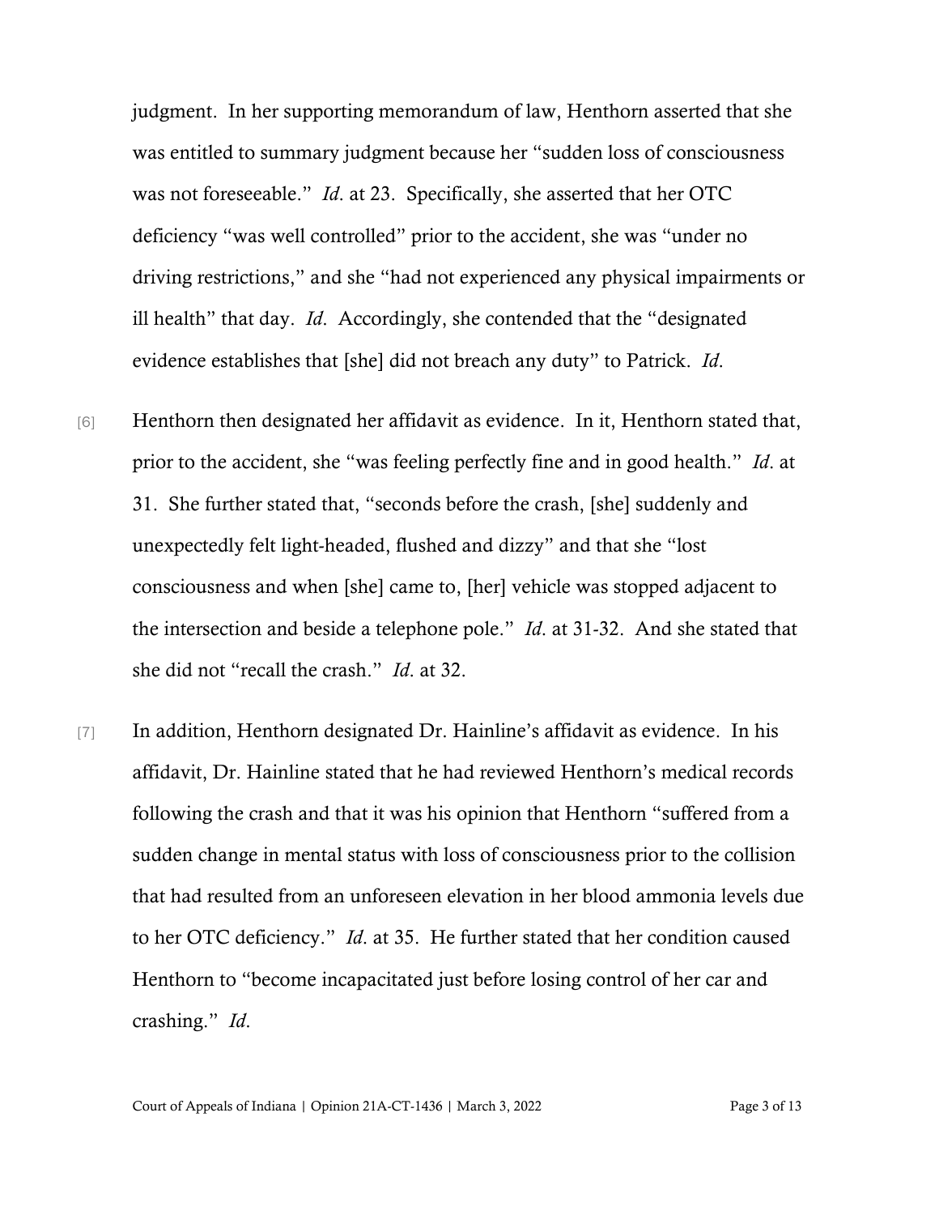judgment. In her supporting memorandum of law, Henthorn asserted that she was entitled to summary judgment because her "sudden loss of consciousness was not foreseeable." *Id.* at 23. Specifically, she asserted that her OTC deficiency "was well controlled" prior to the accident, she was "under no driving restrictions," and she "had not experienced any physical impairments or ill health" that day. *Id.* Accordingly, she contended that the "designated evidence establishes that [she] did not breach any duty" to Patrick. *Id.*

[6] Henthorn then designated her affidavit as evidence. In it, Henthorn stated that, prior to the accident, she "was feeling perfectly fine and in good health." *Id.* at 31. She further stated that, "seconds before the crash, [she] suddenly and unexpectedly felt light-headed, flushed and dizzy" and that she "lost consciousness and when [she] came to, [her] vehicle was stopped adjacent to the intersection and beside a telephone pole." *Id.* at 31-32. And she stated that she did not "recall the crash." *Id.* at 32.

[7] In addition, Henthorn designated Dr. Hainline's affidavit as evidence. In his affidavit, Dr. Hainline stated that he had reviewed Henthorn's medical records following the crash and that it was his opinion that Henthorn "suffered from a sudden change in mental status with loss of consciousness prior to the collision that had resulted from an unforeseen elevation in her blood ammonia levels due to her OTC deficiency." *Id.* at 35. He further stated that her condition caused Henthorn to "become incapacitated just before losing control of her car and crashing." *Id.*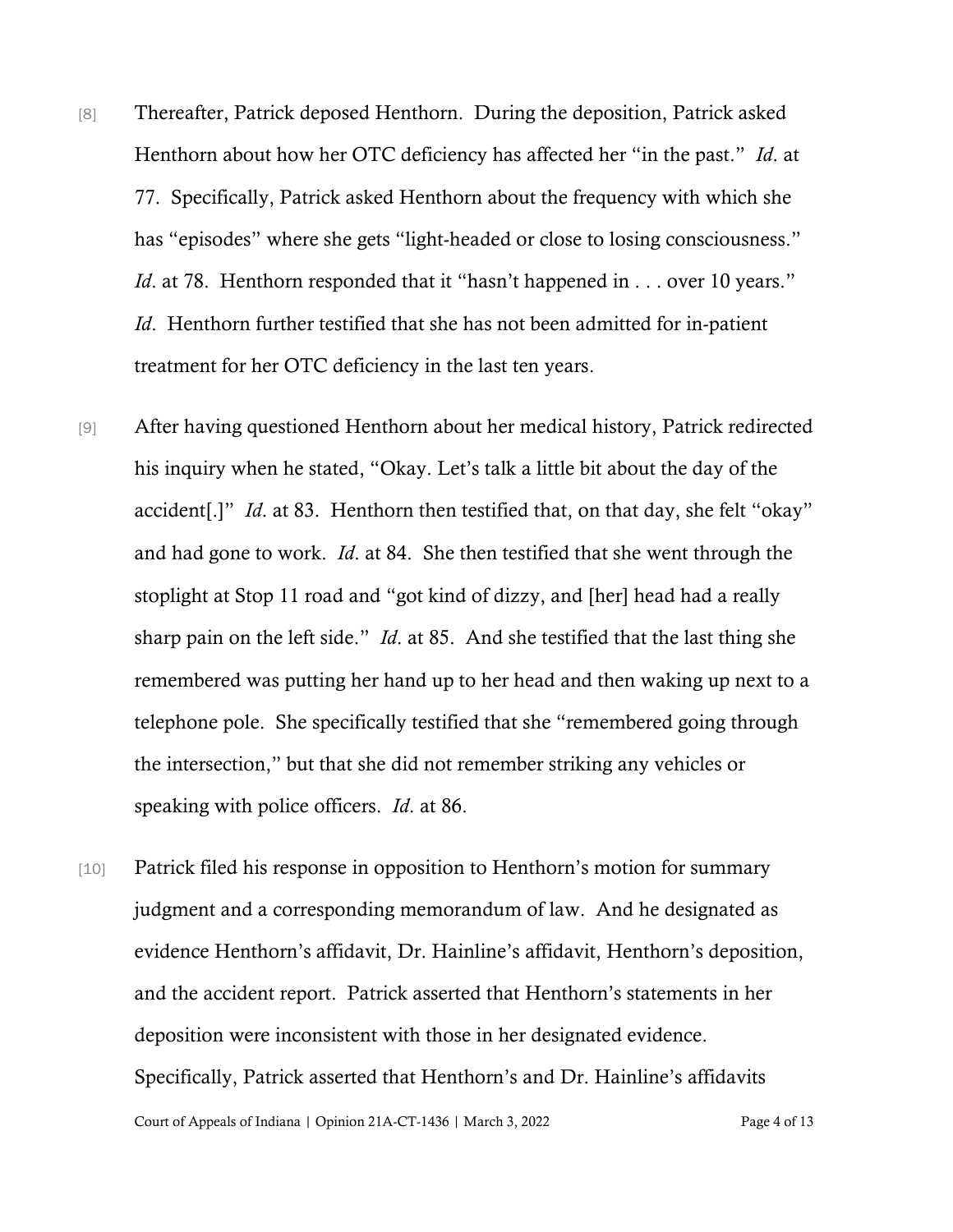[8] Thereafter, Patrick deposed Henthorn. During the deposition, Patrick asked Henthorn about how her OTC deficiency has affected her "in the past." *Id*. at 77. Specifically, Patrick asked Henthorn about the frequency with which she has "episodes" where she gets "light-headed or close to losing consciousness." *Id*. at 78. Henthorn responded that it "hasn't happened in . . . over 10 years." *Id*. Henthorn further testified that she has not been admitted for in-patient treatment for her OTC deficiency in the last ten years.

[9] After having questioned Henthorn about her medical history, Patrick redirected his inquiry when he stated, "Okay. Let's talk a little bit about the day of the accident[.]" *Id*. at 83. Henthorn then testified that, on that day, she felt "okay" and had gone to work. *Id*. at 84. She then testified that she went through the stoplight at Stop 11 road and "got kind of dizzy, and [her] head had a really sharp pain on the left side." *Id*. at 85. And she testified that the last thing she remembered was putting her hand up to her head and then waking up next to a telephone pole. She specifically testified that she "remembered going through the intersection," but that she did not remember striking any vehicles or speaking with police officers. *Id*. at 86.

[10] Patrick filed his response in opposition to Henthorn's motion for summary judgment and a corresponding memorandum of law. And he designated as evidence Henthorn's affidavit, Dr. Hainline's affidavit, Henthorn's deposition, and the accident report. Patrick asserted that Henthorn's statements in her deposition were inconsistent with those in her designated evidence. Specifically, Patrick asserted that Henthorn's and Dr. Hainline's affidavits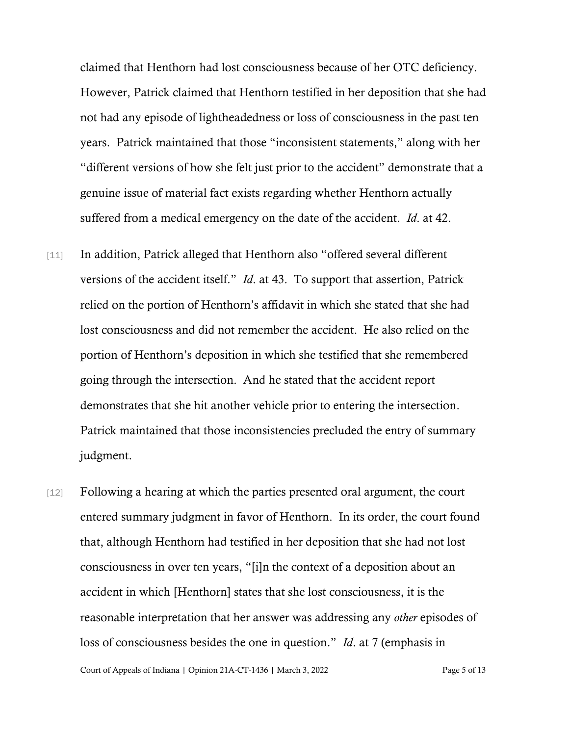claimed that Henthorn had lost consciousness because of her OTC deficiency. However, Patrick claimed that Henthorn testified in her deposition that she had not had any episode of lightheadedness or loss of consciousness in the past ten years. Patrick maintained that those "inconsistent statements," along with her "different versions of how she felt just prior to the accident" demonstrate that a genuine issue of material fact exists regarding whether Henthorn actually suffered from a medical emergency on the date of the accident. *Id*. at 42.

[11] In addition, Patrick alleged that Henthorn also "offered several different versions of the accident itself." *Id*. at 43. To support that assertion, Patrick relied on the portion of Henthorn's affidavit in which she stated that she had lost consciousness and did not remember the accident. He also relied on the portion of Henthorn's deposition in which she testified that she remembered going through the intersection. And he stated that the accident report demonstrates that she hit another vehicle prior to entering the intersection. Patrick maintained that those inconsistencies precluded the entry of summary judgment.

[12] Following a hearing at which the parties presented oral argument, the court entered summary judgment in favor of Henthorn. In its order, the court found that, although Henthorn had testified in her deposition that she had not lost consciousness in over ten years, "[i]n the context of a deposition about an accident in which [Henthorn] states that she lost consciousness, it is the reasonable interpretation that her answer was addressing any *other* episodes of loss of consciousness besides the one in question." *Id*. at 7 (emphasis in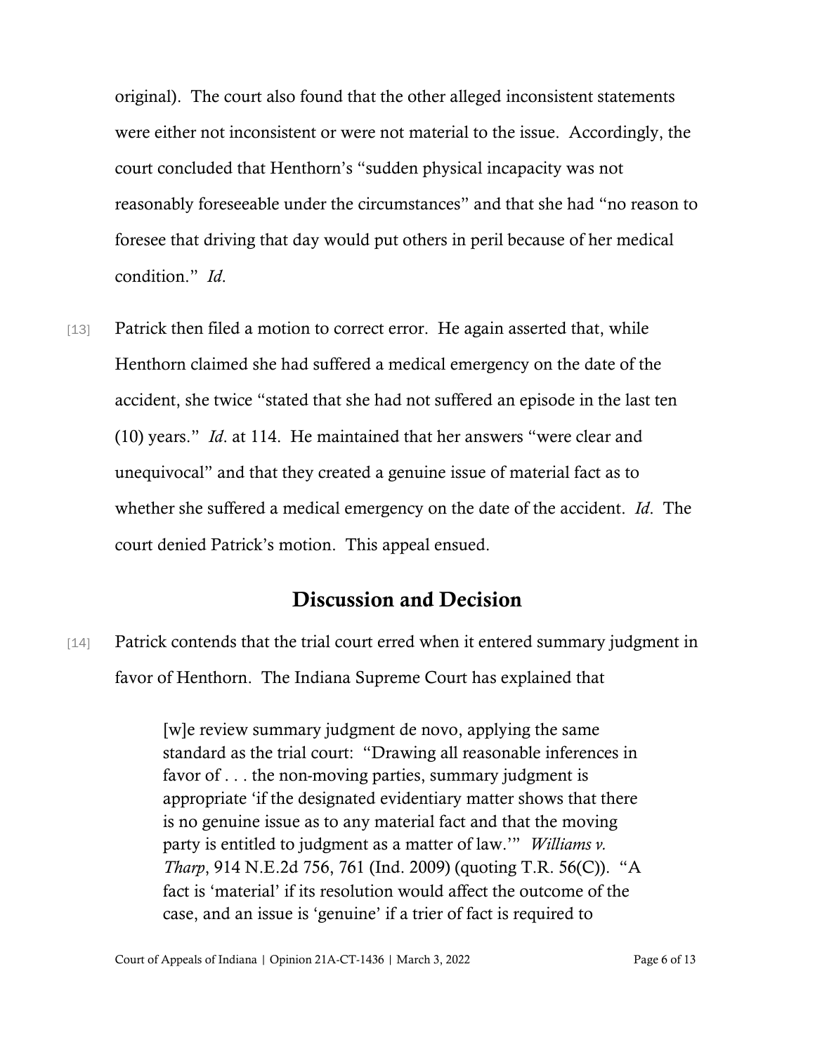original). The court also found that the other alleged inconsistent statements were either not inconsistent or were not material to the issue. Accordingly, the court concluded that Henthorn's "sudden physical incapacity was not reasonably foreseeable under the circumstances" and that she had "no reason to foresee that driving that day would put others in peril because of her medical condition." *Id.*

[13] Patrick then filed a motion to correct error. He again asserted that, while Henthorn claimed she had suffered a medical emergency on the date of the accident, she twice "stated that she had not suffered an episode in the last ten (10) years." *Id*. at 114. He maintained that her answers "were clear and unequivocal" and that they created a genuine issue of material fact as to whether she suffered a medical emergency on the date of the accident. *Id*. The court denied Patrick's motion. This appeal ensued.

## Discussion and Decision

[14] Patrick contends that the trial court erred when it entered summary judgment in favor of Henthorn. The Indiana Supreme Court has explained that

> [w]e review summary judgment de novo, applying the same standard as the trial court: "Drawing all reasonable inferences in favor of . . . the non-moving parties, summary judgment is appropriate 'if the designated evidentiary matter shows that there is no genuine issue as to any material fact and that the moving party is entitled to judgment as a matter of law.'" *Williams v. Tharp*, 914 N.E.2d 756, 761 (Ind. 2009) (quoting T.R. 56(C)). "A fact is 'material' if its resolution would affect the outcome of the case, and an issue is 'genuine' if a trier of fact is required to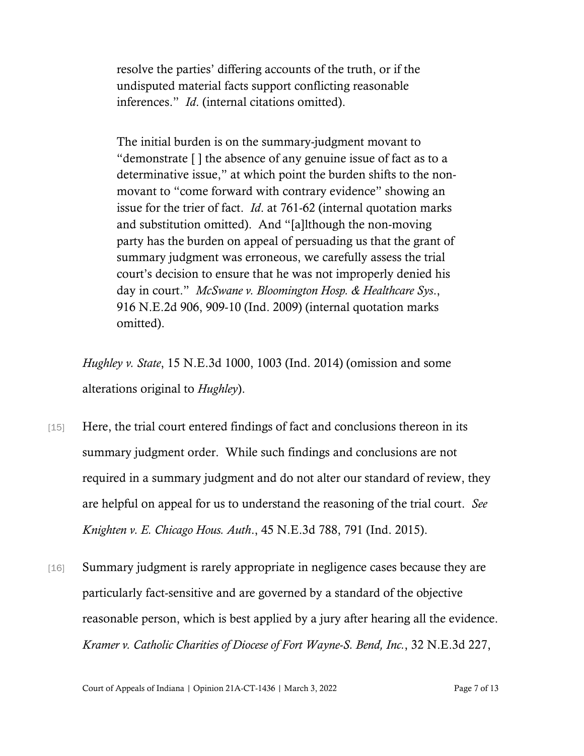> resolve the parties' differing accounts of the truth, or if the undisputed material facts support conflicting reasonable inferences." *Id*. (internal citations omitted).
>
> The initial burden is on the summary-judgment movant to "demonstrate [ ] the absence of any genuine issue of fact as to a determinative issue," at which point the burden shifts to the non-movant to "come forward with contrary evidence" showing an issue for the trier of fact. *Id*. at 761-62 (internal quotation marks and substitution omitted). And "[a]lthough the non-moving party has the burden on appeal of persuading us that the grant of summary judgment was erroneous, we carefully assess the trial court's decision to ensure that he was not improperly denied his day in court." *McSwane v. Bloomington Hosp. & Healthcare Sys*., 916 N.E.2d 906, 909-10 (Ind. 2009) (internal quotation marks omitted).

*Hughley v. State*, 15 N.E.3d 1000, 1003 (Ind. 2014) (omission and some alterations original to *Hughley*).

[15] Here, the trial court entered findings of fact and conclusions thereon in its summary judgment order. While such findings and conclusions are not required in a summary judgment and do not alter our standard of review, they are helpful on appeal for us to understand the reasoning of the trial court. *See Knighten v. E. Chicago Hous. Auth*., 45 N.E.3d 788, 791 (Ind. 2015).

[16] Summary judgment is rarely appropriate in negligence cases because they are particularly fact-sensitive and are governed by a standard of the objective reasonable person, which is best applied by a jury after hearing all the evidence. *Kramer v. Catholic Charities of Diocese of Fort Wayne-S. Bend, Inc.*, 32 N.E.3d 227,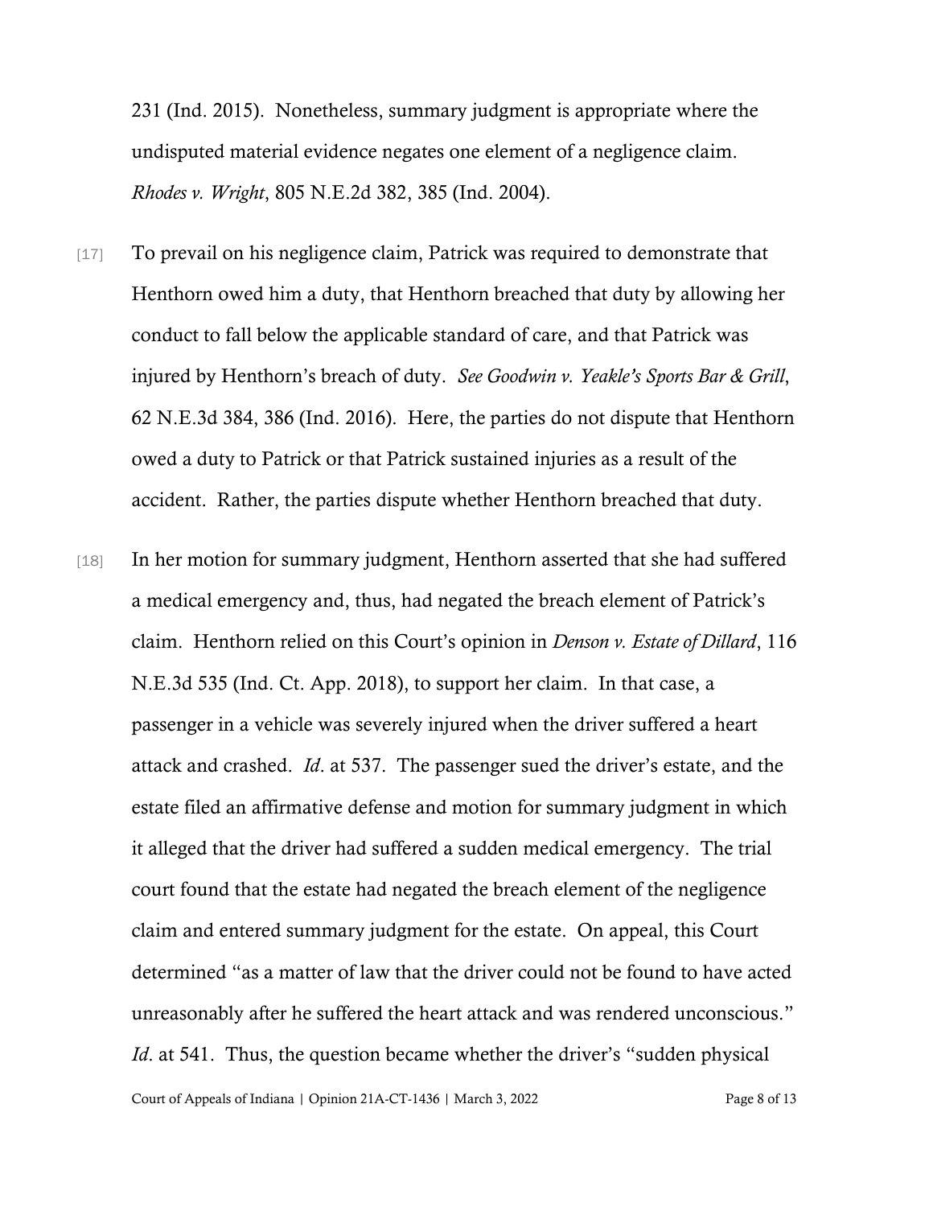231 (Ind. 2015). Nonetheless, summary judgment is appropriate where the undisputed material evidence negates one element of a negligence claim. *Rhodes v. Wright*, 805 N.E.2d 382, 385 (Ind. 2004).

[17] To prevail on his negligence claim, Patrick was required to demonstrate that Henthorn owed him a duty, that Henthorn breached that duty by allowing her conduct to fall below the applicable standard of care, and that Patrick was injured by Henthorn's breach of duty. *See Goodwin v. Yeakle's Sports Bar & Grill*, 62 N.E.3d 384, 386 (Ind. 2016). Here, the parties do not dispute that Henthorn owed a duty to Patrick or that Patrick sustained injuries as a result of the accident. Rather, the parties dispute whether Henthorn breached that duty.

[18] In her motion for summary judgment, Henthorn asserted that she had suffered a medical emergency and, thus, had negated the breach element of Patrick's claim. Henthorn relied on this Court's opinion in *Denson v. Estate of Dillard*, 116 N.E.3d 535 (Ind. Ct. App. 2018), to support her claim. In that case, a passenger in a vehicle was severely injured when the driver suffered a heart attack and crashed. *Id*. at 537. The passenger sued the driver's estate, and the estate filed an affirmative defense and motion for summary judgment in which it alleged that the driver had suffered a sudden medical emergency. The trial court found that the estate had negated the breach element of the negligence claim and entered summary judgment for the estate. On appeal, this Court determined "as a matter of law that the driver could not be found to have acted unreasonably after he suffered the heart attack and was rendered unconscious." *Id*. at 541. Thus, the question became whether the driver's "sudden physical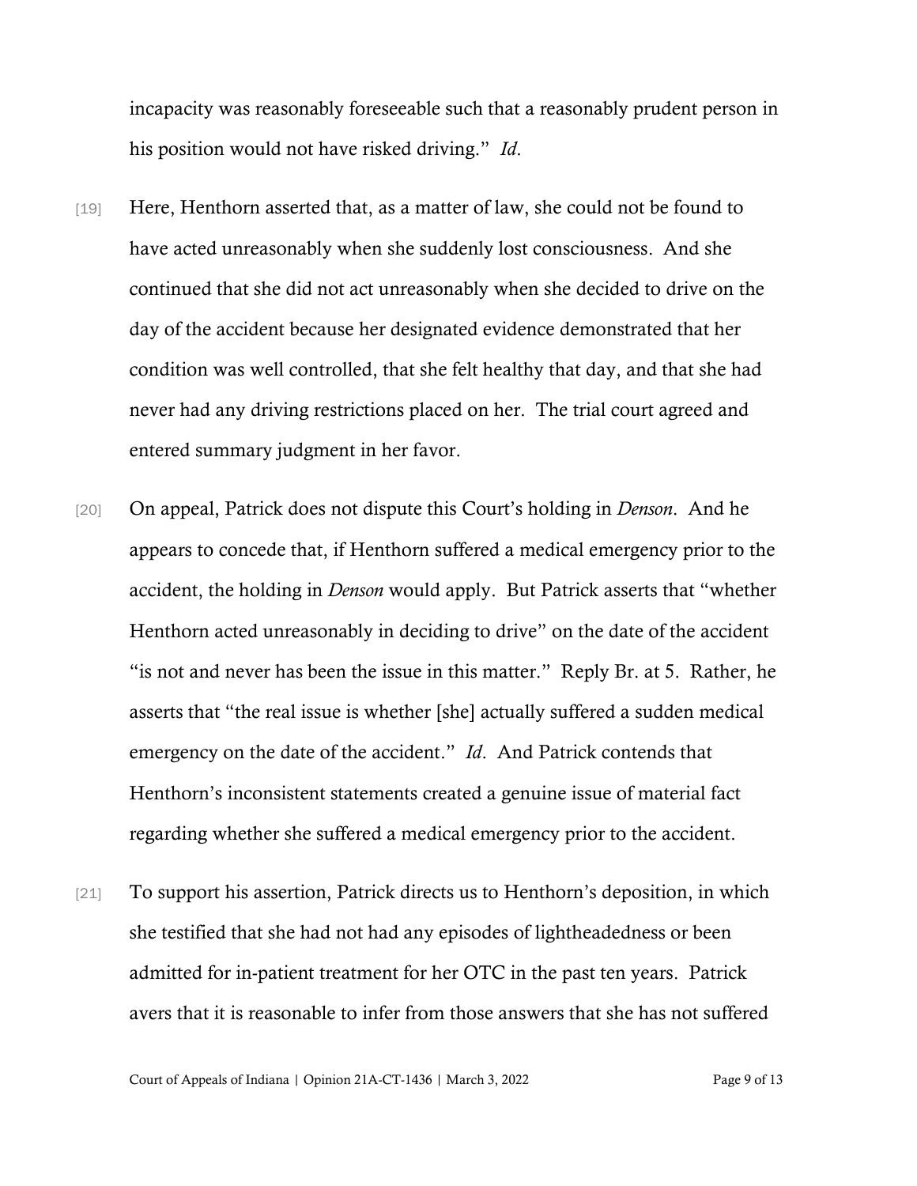incapacity was reasonably foreseeable such that a reasonably prudent person in his position would not have risked driving." *Id*.

[19] Here, Henthorn asserted that, as a matter of law, she could not be found to have acted unreasonably when she suddenly lost consciousness. And she continued that she did not act unreasonably when she decided to drive on the day of the accident because her designated evidence demonstrated that her condition was well controlled, that she felt healthy that day, and that she had never had any driving restrictions placed on her. The trial court agreed and entered summary judgment in her favor.

[20] On appeal, Patrick does not dispute this Court's holding in *Denson*. And he appears to concede that, if Henthorn suffered a medical emergency prior to the accident, the holding in *Denson* would apply. But Patrick asserts that "whether Henthorn acted unreasonably in deciding to drive" on the date of the accident "is not and never has been the issue in this matter." Reply Br. at 5. Rather, he asserts that "the real issue is whether [she] actually suffered a sudden medical emergency on the date of the accident." *Id*. And Patrick contends that Henthorn's inconsistent statements created a genuine issue of material fact regarding whether she suffered a medical emergency prior to the accident.

[21] To support his assertion, Patrick directs us to Henthorn's deposition, in which she testified that she had not had any episodes of lightheadedness or been admitted for in-patient treatment for her OTC in the past ten years. Patrick avers that it is reasonable to infer from those answers that she has not suffered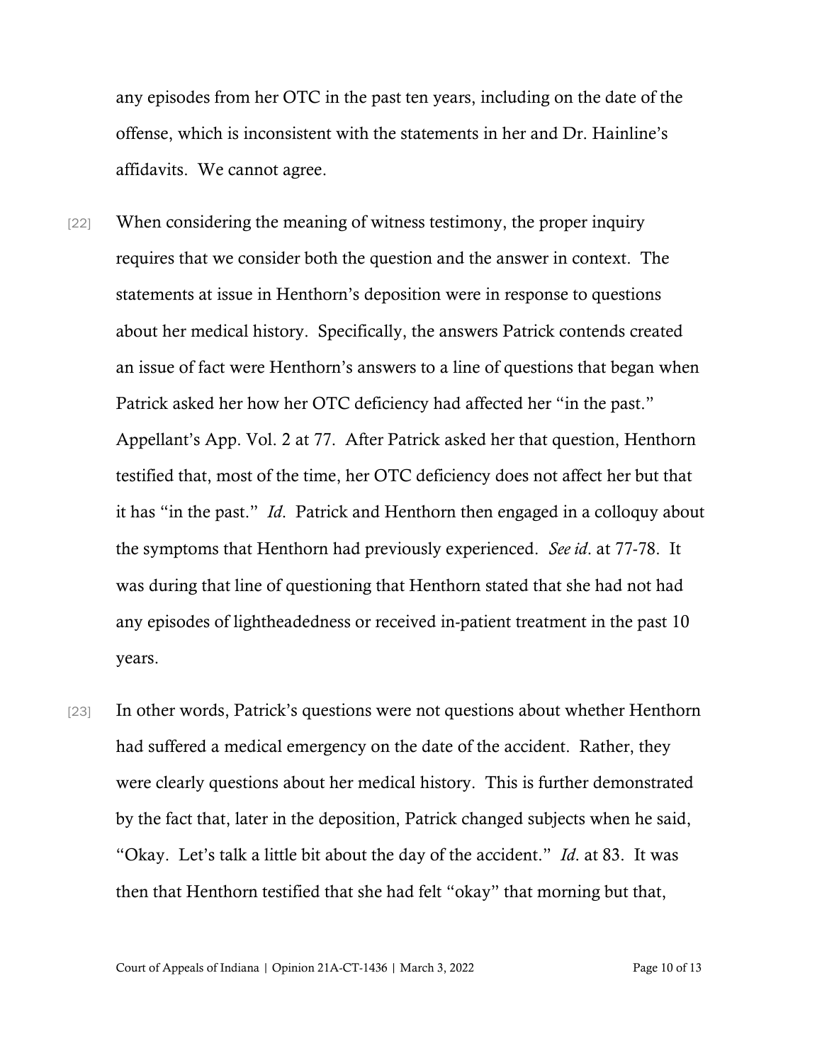any episodes from her OTC in the past ten years, including on the date of the offense, which is inconsistent with the statements in her and Dr. Hainline's affidavits. We cannot agree.

[22] When considering the meaning of witness testimony, the proper inquiry requires that we consider both the question and the answer in context. The statements at issue in Henthorn's deposition were in response to questions about her medical history. Specifically, the answers Patrick contends created an issue of fact were Henthorn's answers to a line of questions that began when Patrick asked her how her OTC deficiency had affected her "in the past." Appellant's App. Vol. 2 at 77. After Patrick asked her that question, Henthorn testified that, most of the time, her OTC deficiency does not affect her but that it has "in the past." *Id*. Patrick and Henthorn then engaged in a colloquy about the symptoms that Henthorn had previously experienced. *See id*. at 77-78. It was during that line of questioning that Henthorn stated that she had not had any episodes of lightheadedness or received in-patient treatment in the past 10 years.

[23] In other words, Patrick's questions were not questions about whether Henthorn had suffered a medical emergency on the date of the accident. Rather, they were clearly questions about her medical history. This is further demonstrated by the fact that, later in the deposition, Patrick changed subjects when he said, "Okay. Let's talk a little bit about the day of the accident." *Id*. at 83. It was then that Henthorn testified that she had felt "okay" that morning but that,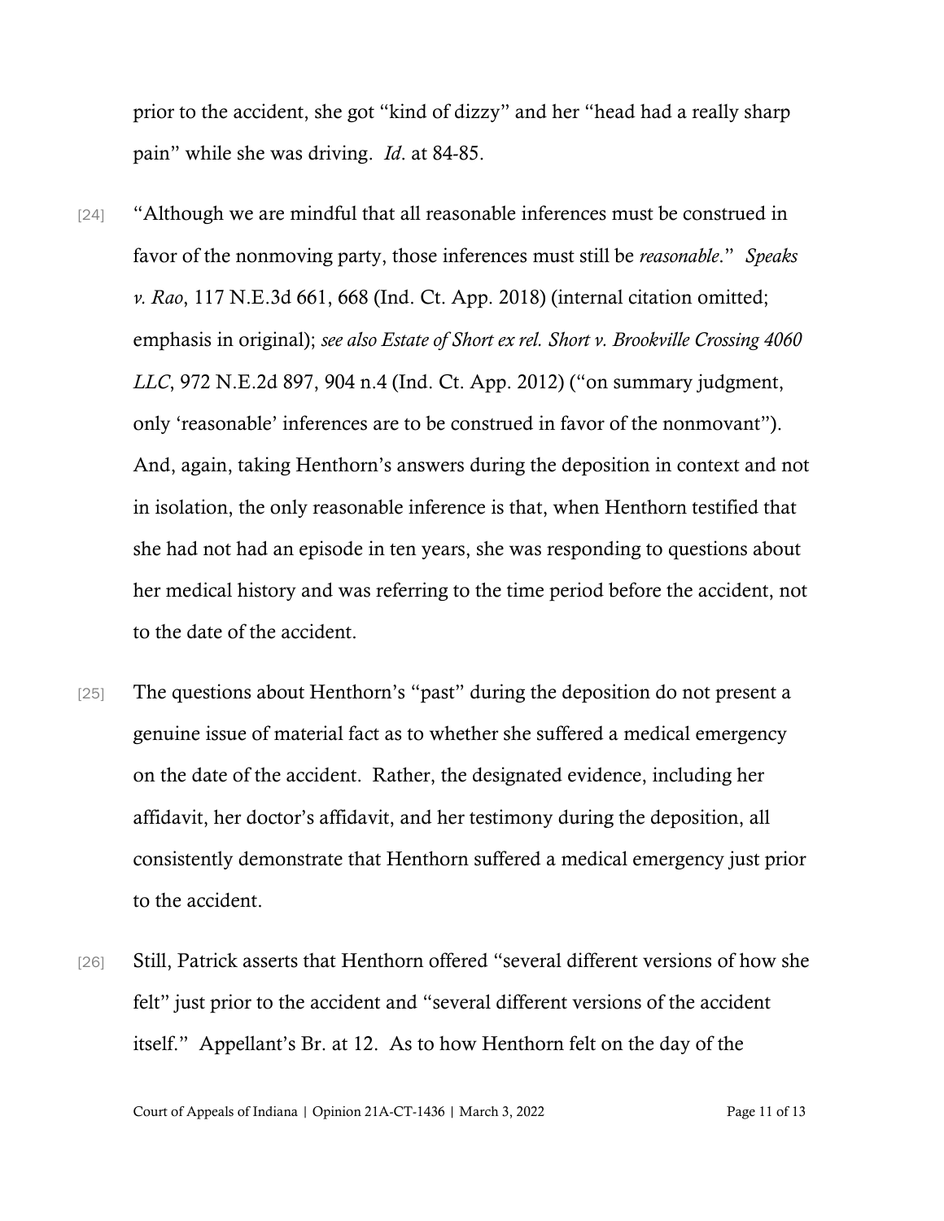prior to the accident, she got "kind of dizzy" and her "head had a really sharp pain" while she was driving. *Id*. at 84-85.

[24] "Although we are mindful that all reasonable inferences must be construed in favor of the nonmoving party, those inferences must still be *reasonable*." *Speaks v. Rao*, 117 N.E.3d 661, 668 (Ind. Ct. App. 2018) (internal citation omitted; emphasis in original); *see also Estate of Short ex rel. Short v. Brookville Crossing 4060 LLC*, 972 N.E.2d 897, 904 n.4 (Ind. Ct. App. 2012) ("on summary judgment, only 'reasonable' inferences are to be construed in favor of the nonmovant"). And, again, taking Henthorn's answers during the deposition in context and not in isolation, the only reasonable inference is that, when Henthorn testified that she had not had an episode in ten years, she was responding to questions about her medical history and was referring to the time period before the accident, not to the date of the accident.

[25] The questions about Henthorn's "past" during the deposition do not present a genuine issue of material fact as to whether she suffered a medical emergency on the date of the accident. Rather, the designated evidence, including her affidavit, her doctor's affidavit, and her testimony during the deposition, all consistently demonstrate that Henthorn suffered a medical emergency just prior to the accident.

[26] Still, Patrick asserts that Henthorn offered "several different versions of how she felt" just prior to the accident and "several different versions of the accident itself." Appellant's Br. at 12. As to how Henthorn felt on the day of the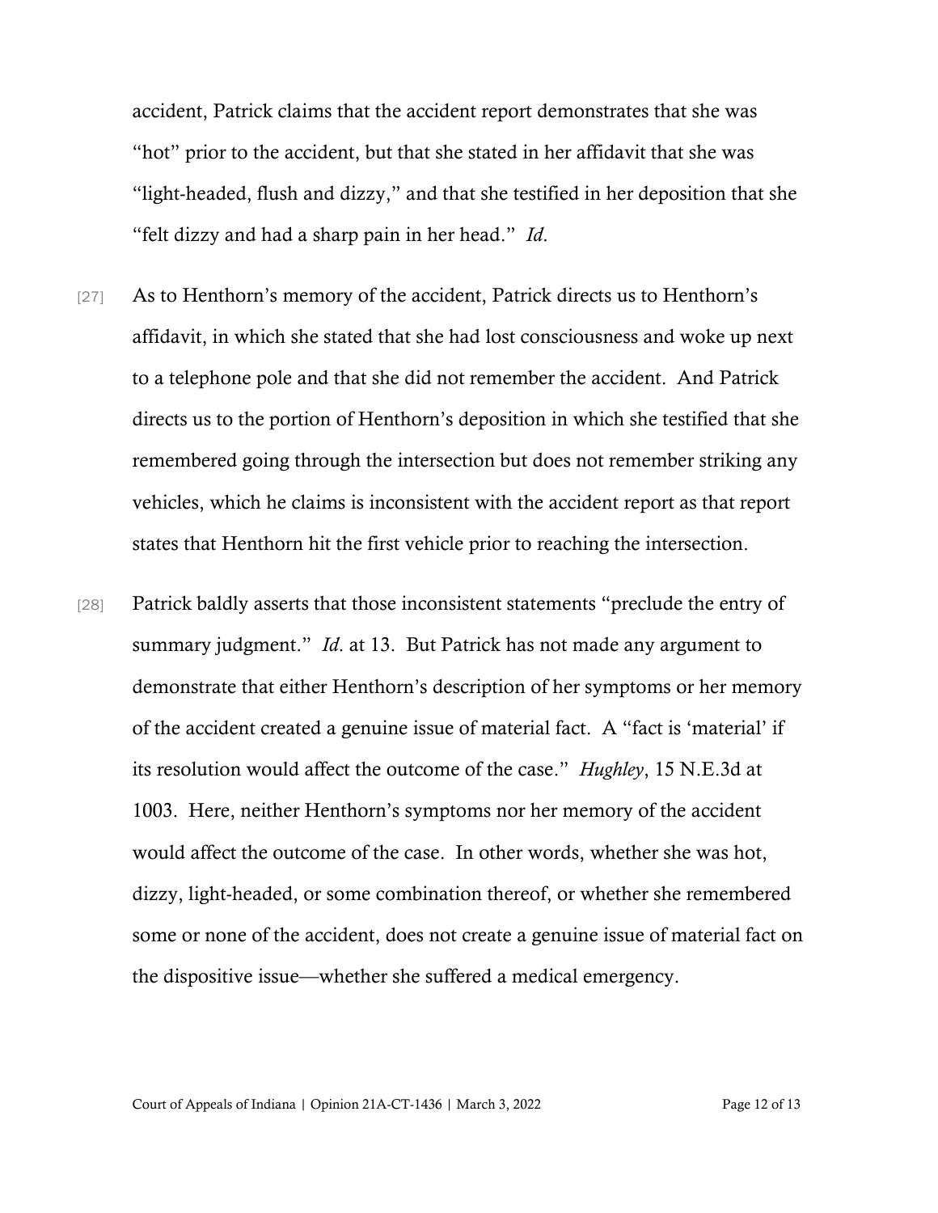accident, Patrick claims that the accident report demonstrates that she was "hot" prior to the accident, but that she stated in her affidavit that she was "light-headed, flush and dizzy," and that she testified in her deposition that she "felt dizzy and had a sharp pain in her head." *Id*.

[27] As to Henthorn's memory of the accident, Patrick directs us to Henthorn's affidavit, in which she stated that she had lost consciousness and woke up next to a telephone pole and that she did not remember the accident. And Patrick directs us to the portion of Henthorn's deposition in which she testified that she remembered going through the intersection but does not remember striking any vehicles, which he claims is inconsistent with the accident report as that report states that Henthorn hit the first vehicle prior to reaching the intersection.

[28] Patrick baldly asserts that those inconsistent statements "preclude the entry of summary judgment." *Id*. at 13. But Patrick has not made any argument to demonstrate that either Henthorn's description of her symptoms or her memory of the accident created a genuine issue of material fact. A "fact is 'material' if its resolution would affect the outcome of the case." *Hughley*, 15 N.E.3d at 1003. Here, neither Henthorn's symptoms nor her memory of the accident would affect the outcome of the case. In other words, whether she was hot, dizzy, light-headed, or some combination thereof, or whether she remembered some or none of the accident, does not create a genuine issue of material fact on the dispositive issue—whether she suffered a medical emergency.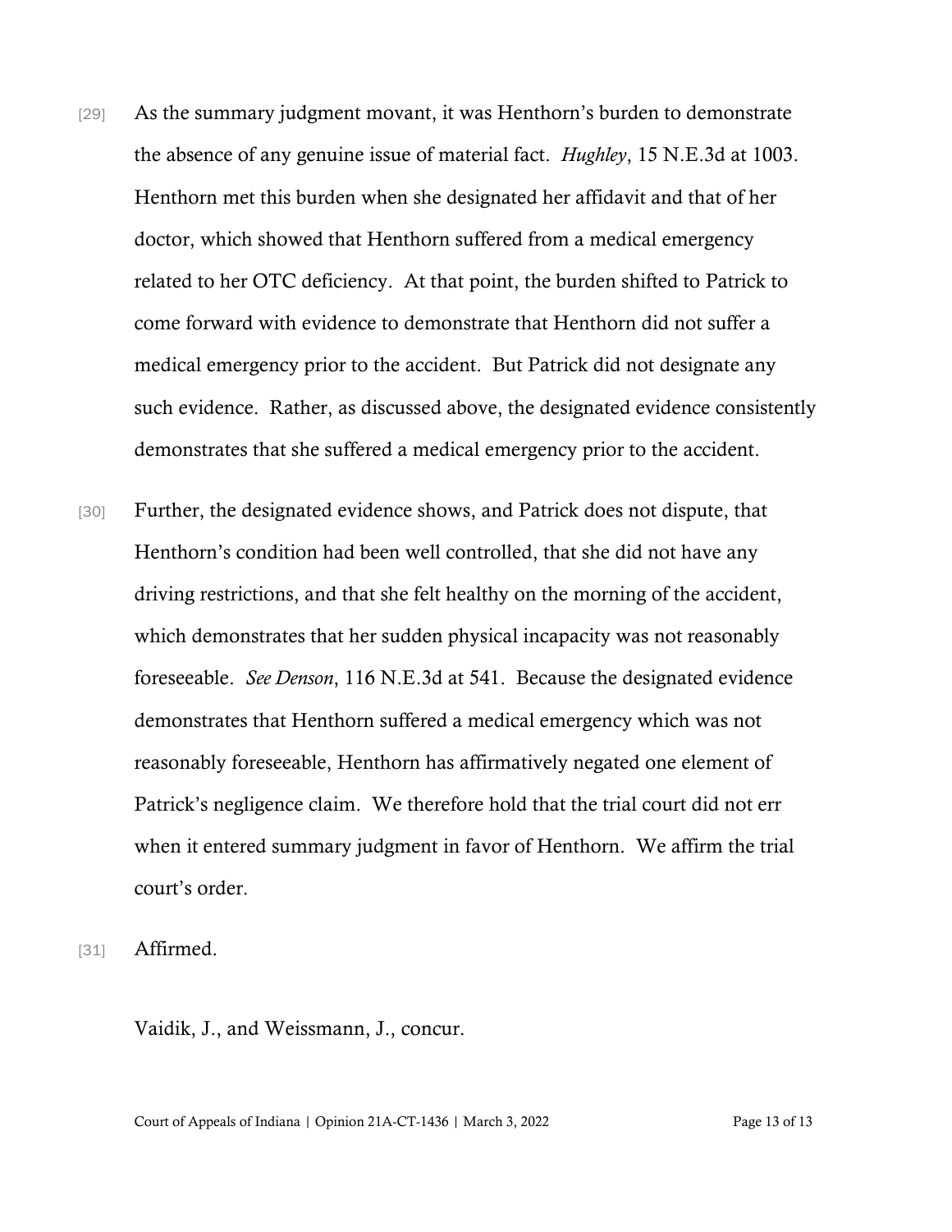[29] As the summary judgment movant, it was Henthorn's burden to demonstrate the absence of any genuine issue of material fact. *Hughley*, 15 N.E.3d at 1003. Henthorn met this burden when she designated her affidavit and that of her doctor, which showed that Henthorn suffered from a medical emergency related to her OTC deficiency. At that point, the burden shifted to Patrick to come forward with evidence to demonstrate that Henthorn did not suffer a medical emergency prior to the accident. But Patrick did not designate any such evidence. Rather, as discussed above, the designated evidence consistently demonstrates that she suffered a medical emergency prior to the accident.

[30] Further, the designated evidence shows, and Patrick does not dispute, that Henthorn's condition had been well controlled, that she did not have any driving restrictions, and that she felt healthy on the morning of the accident, which demonstrates that her sudden physical incapacity was not reasonably foreseeable. *See Denson*, 116 N.E.3d at 541. Because the designated evidence demonstrates that Henthorn suffered a medical emergency which was not reasonably foreseeable, Henthorn has affirmatively negated one element of Patrick's negligence claim. We therefore hold that the trial court did not err when it entered summary judgment in favor of Henthorn. We affirm the trial court's order.

[31] Affirmed.

Vaidik, J., and Weissmann, J., concur.